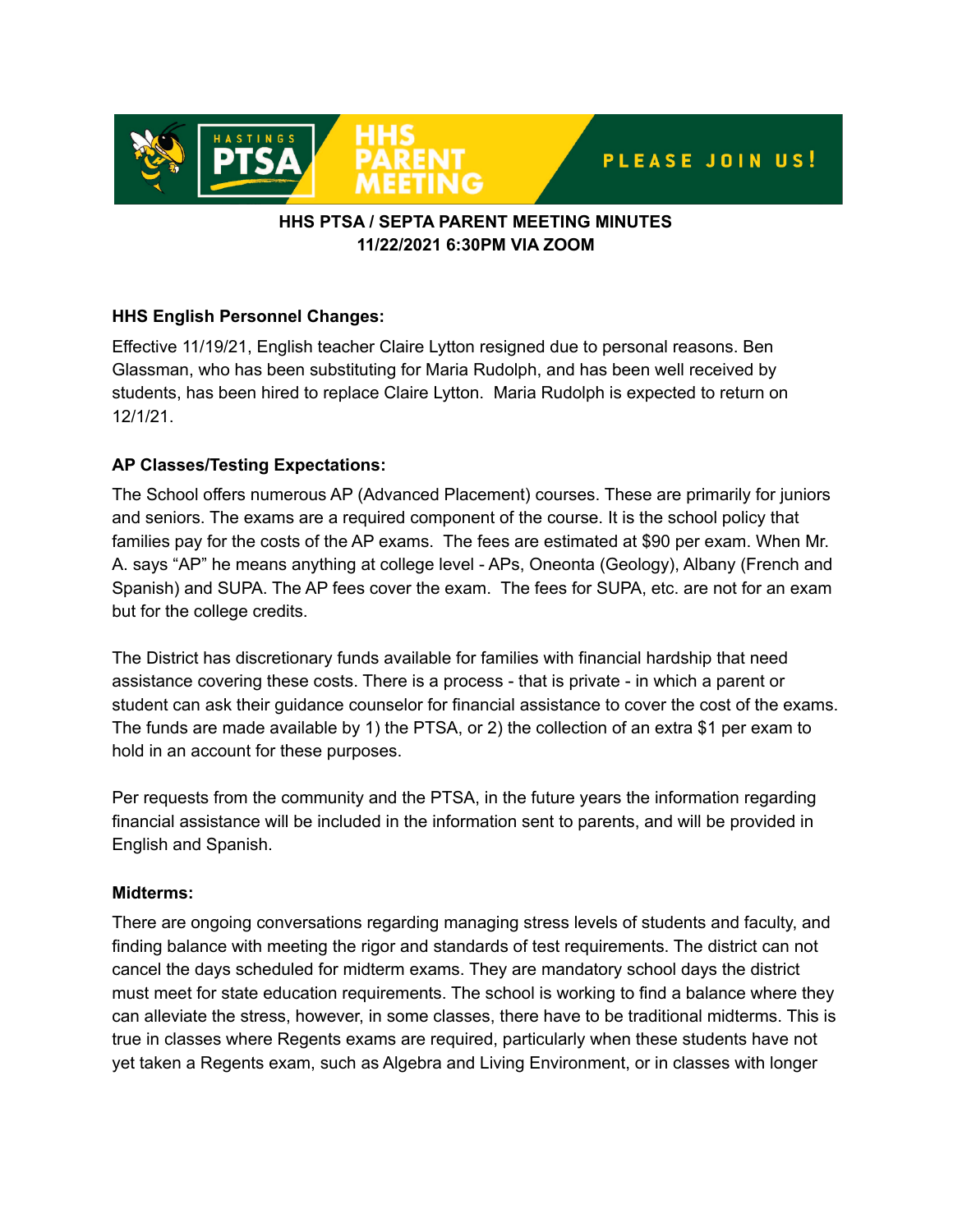HASTINGS PTSA | HHS PARENT MEETING | PLEASE JOIN US!

**HHS PTSA / SEPTA PARENT MEETING MINUTES**
**11/22/2021 6:30PM VIA ZOOM**

**HHS English Personnel Changes:**

Effective 11/19/21, English teacher Claire Lytton resigned due to personal reasons. Ben Glassman, who has been substituting for Maria Rudolph, and has been well received by students, has been hired to replace Claire Lytton. Maria Rudolph is expected to return on 12/1/21.

**AP Classes/Testing Expectations:**

The School offers numerous AP (Advanced Placement) courses. These are primarily for juniors and seniors. The exams are a required component of the course. It is the school policy that families pay for the costs of the AP exams. The fees are estimated at $90 per exam. When Mr. A. says "AP" he means anything at college level - APs, Oneonta (Geology), Albany (French and Spanish) and SUPA. The AP fees cover the exam. The fees for SUPA, etc. are not for an exam but for the college credits.

The District has discretionary funds available for families with financial hardship that need assistance covering these costs. There is a process - that is private - in which a parent or student can ask their guidance counselor for financial assistance to cover the cost of the exams. The funds are made available by 1) the PTSA, or 2) the collection of an extra $1 per exam to hold in an account for these purposes.

Per requests from the community and the PTSA, in the future years the information regarding financial assistance will be included in the information sent to parents, and will be provided in English and Spanish.

**Midterms:**

There are ongoing conversations regarding managing stress levels of students and faculty, and finding balance with meeting the rigor and standards of test requirements. The district can not cancel the days scheduled for midterm exams. They are mandatory school days the district must meet for state education requirements. The school is working to find a balance where they can alleviate the stress, however, in some classes, there have to be traditional midterms. This is true in classes where Regents exams are required, particularly when these students have not yet taken a Regents exam, such as Algebra and Living Environment, or in classes with longer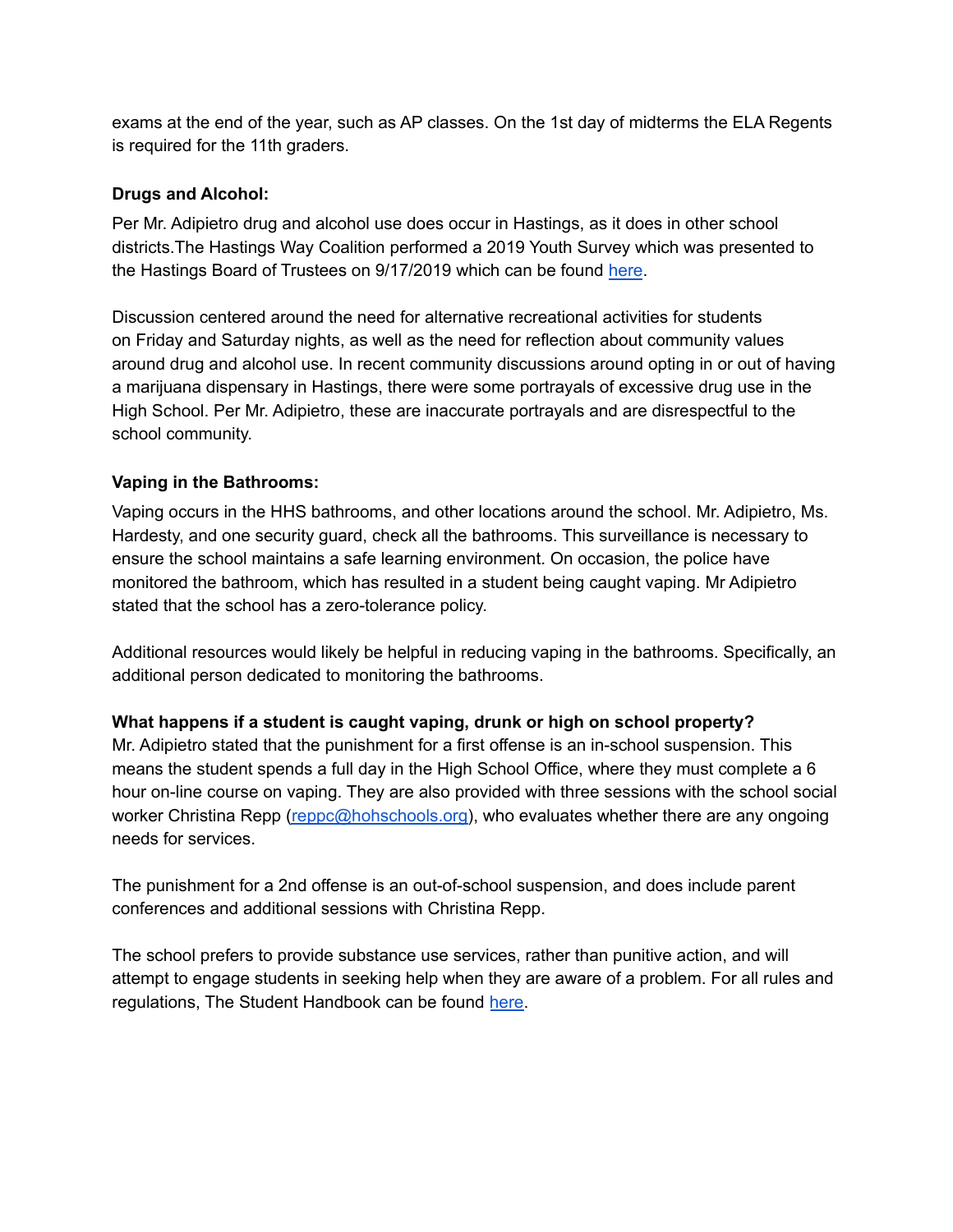exams at the end of the year, such as AP classes. On the 1st day of midterms the ELA Regents is required for the 11th graders.

**Drugs and Alcohol:**

Per Mr. Adipietro drug and alcohol use does occur in Hastings, as it does in other school districts.The Hastings Way Coalition performed a 2019 Youth Survey which was presented to the Hastings Board of Trustees on 9/17/2019 which can be found here.

Discussion centered around the need for alternative recreational activities for students on Friday and Saturday nights, as well as the need for reflection about community values around drug and alcohol use. In recent community discussions around opting in or out of having a marijuana dispensary in Hastings, there were some portrayals of excessive drug use in the High School. Per Mr. Adipietro, these are inaccurate portrayals and are disrespectful to the school community.

**Vaping in the Bathrooms:**

Vaping occurs in the HHS bathrooms, and other locations around the school. Mr. Adipietro, Ms. Hardesty, and one security guard, check all the bathrooms. This surveillance is necessary to ensure the school maintains a safe learning environment. On occasion, the police have monitored the bathroom, which has resulted in a student being caught vaping. Mr Adipietro stated that the school has a zero-tolerance policy.

Additional resources would likely be helpful in reducing vaping in the bathrooms. Specifically, an additional person dedicated to monitoring the bathrooms.

**What happens if a student is caught vaping, drunk or high on school property?**

Mr. Adipietro stated that the punishment for a first offense is an in-school suspension. This means the student spends a full day in the High School Office, where they must complete a 6 hour on-line course on vaping. They are also provided with three sessions with the school social worker Christina Repp (reppc@hohschools.org), who evaluates whether there are any ongoing needs for services.

The punishment for a 2nd offense is an out-of-school suspension, and does include parent conferences and additional sessions with Christina Repp.

The school prefers to provide substance use services, rather than punitive action, and will attempt to engage students in seeking help when they are aware of a problem. For all rules and regulations, The Student Handbook can be found here.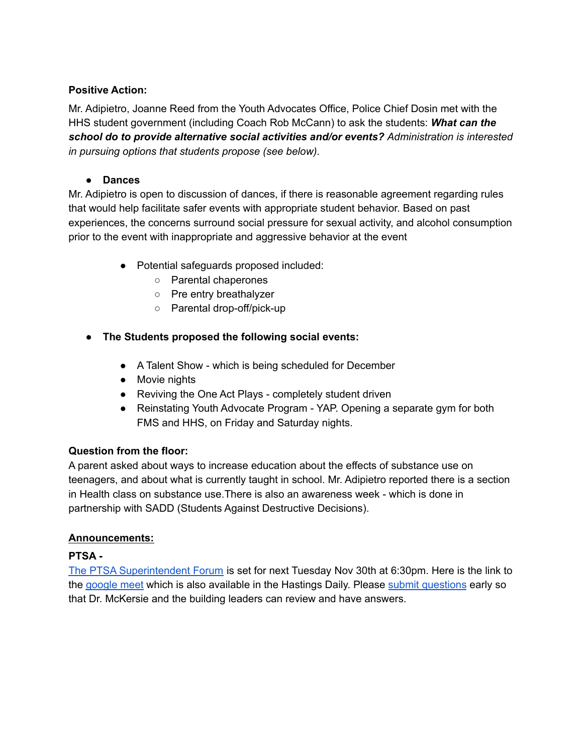**Positive Action:**

Mr. Adipietro, Joanne Reed from the Youth Advocates Office, Police Chief Dosin met with the HHS student government (including Coach Rob McCann) to ask the students: ***What can the school do to provide alternative social activities and/or events?*** *Administration is interested in pursuing options that students propose (see below).*

- **Dances**

Mr. Adipietro is open to discussion of dances, if there is reasonable agreement regarding rules that would help facilitate safer events with appropriate student behavior. Based on past experiences, the concerns surround social pressure for sexual activity, and alcohol consumption prior to the event with inappropriate and aggressive behavior at the event

  - Potential safeguards proposed included:
    - Parental chaperones
    - Pre entry breathalyzer
    - Parental drop-off/pick-up

- **The Students proposed the following social events:**

  - A Talent Show - which is being scheduled for December
  - Movie nights
  - Reviving the One Act Plays - completely student driven
  - Reinstating Youth Advocate Program - YAP. Opening a separate gym for both FMS and HHS, on Friday and Saturday nights.

**Question from the floor:**

A parent asked about ways to increase education about the effects of substance use on teenagers, and about what is currently taught in school. Mr. Adipietro reported there is a section in Health class on substance use.There is also an awareness week - which is done in partnership with SADD (Students Against Destructive Decisions).

**<u>Announcements:</u>**

**PTSA -**

The PTSA Superintendent Forum is set for next Tuesday Nov 30th at 6:30pm. Here is the link to the google meet which is also available in the Hastings Daily. Please submit questions early so that Dr. McKersie and the building leaders can review and have answers.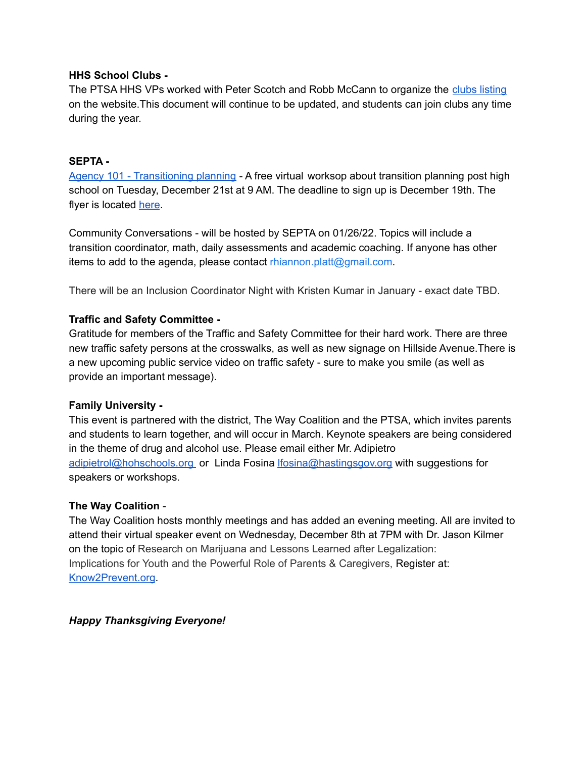**HHS School Clubs -**
The PTSA HHS VPs worked with Peter Scotch and Robb McCann to organize the clubs listing on the website.This document will continue to be updated, and students can join clubs any time during the year.

**SEPTA -**
Agency 101 - Transitioning planning - A free virtual worksop about transition planning post high school on Tuesday, December 21st at 9 AM. The deadline to sign up is December 19th. The flyer is located here.

Community Conversations - will be hosted by SEPTA on 01/26/22. Topics will include a transition coordinator, math, daily assessments and academic coaching. If anyone has other items to add to the agenda, please contact rhiannon.platt@gmail.com.

There will be an Inclusion Coordinator Night with Kristen Kumar in January - exact date TBD.

**Traffic and Safety Committee -**
Gratitude for members of the Traffic and Safety Committee for their hard work. There are three new traffic safety persons at the crosswalks, as well as new signage on Hillside Avenue.There is a new upcoming public service video on traffic safety - sure to make you smile (as well as provide an important message).

**Family University -**
This event is partnered with the district, The Way Coalition and the PTSA, which invites parents and students to learn together, and will occur in March. Keynote speakers are being considered in the theme of drug and alcohol use. Please email either Mr. Adipietro adipietrol@hohschools.org or Linda Fosina lfosina@hastingsgov.org with suggestions for speakers or workshops.

**The Way Coalition** -
The Way Coalition hosts monthly meetings and has added an evening meeting. All are invited to attend their virtual speaker event on Wednesday, December 8th at 7PM with Dr. Jason Kilmer on the topic of Research on Marijuana and Lessons Learned after Legalization: Implications for Youth and the Powerful Role of Parents & Caregivers, Register at: Know2Prevent.org.

***Happy Thanksgiving Everyone!***